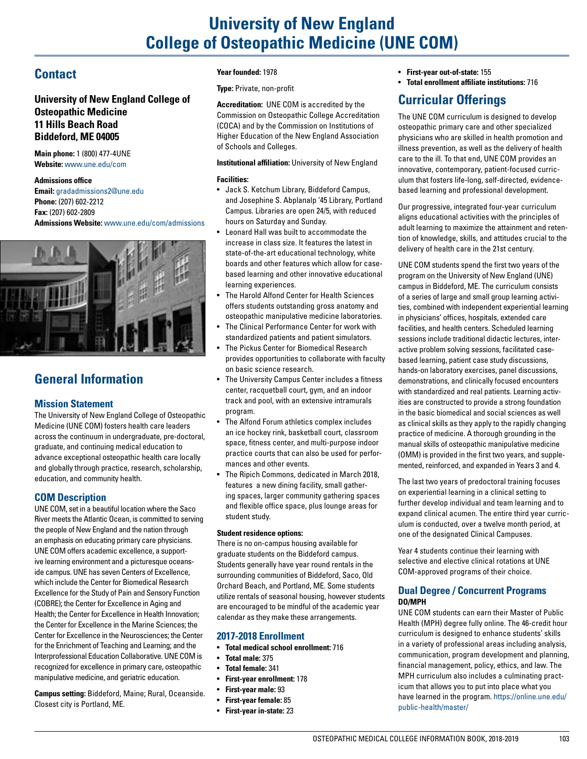# University of New England College of Osteopathic Medicine (UNE COM)

## Contact

### University of New England College of Osteopathic Medicine
### 11 Hills Beach Road
### Biddeford, ME 04005

**Main phone:** 1 (800) 477-4UNE
**Website:** www.une.edu/com

**Admissions office**
**Email:** gradadmissions2@une.edu
**Phone:** (207) 602-2212
**Fax:** (207) 602-2809
**Admissions Website:** www.une.edu/com/admissions

## General Information

### Mission Statement

The University of New England College of Osteopathic Medicine (UNE COM) fosters health care leaders across the continuum in undergraduate, pre-doctoral, graduate, and continuing medical education to advance exceptional osteopathic health care locally and globally through practice, research, scholarship, education, and community health.

### COM Description

UNE COM, set in a beautiful location where the Saco River meets the Atlantic Ocean, is committed to serving the people of New England and the nation through an emphasis on educating primary care physicians. UNE COM offers academic excellence, a supportive learning environment and a picturesque oceanside campus. UNE has seven Centers of Excellence, which include the Center for Biomedical Research Excellence for the Study of Pain and Sensory Function (COBRE); the Center for Excellence in Aging and Health; the Center for Excellence in Health Innovation; the Center for Excellence in the Marine Sciences; the Center for Excellence in the Neurosciences; the Center for the Enrichment of Teaching and Learning; and the Interprofessional Education Collaborative. UNE COM is recognized for excellence in primary care, osteopathic manipulative medicine, and geriatric education.

**Campus setting:** Biddeford, Maine; Rural, Oceanside. Closest city is Portland, ME.

**Year founded:** 1978

**Type:** Private, non-profit

**Accreditation:** UNE COM is accredited by the Commission on Osteopathic College Accreditation (COCA) and by the Commission on Institutions of Higher Education of the New England Association of Schools and Colleges.

**Institutional affiliation:** University of New England

**Facilities:**

- Jack S. Ketchum Library, Biddeford Campus, and Josephine S. Abplanalp '45 Library, Portland Campus. Libraries are open 24/5, with reduced hours on Saturday and Sunday.
- Leonard Hall was built to accommodate the increase in class size. It features the latest in state-of-the-art educational technology, white boards and other features which allow for case-based learning and other innovative educational learning experiences.
- The Harold Alfond Center for Health Sciences offers students outstanding gross anatomy and osteopathic manipulative medicine laboratories.
- The Clinical Performance Center for work with standardized patients and patient simulators.
- The Pickus Center for Biomedical Research provides opportunities to collaborate with faculty on basic science research.
- The University Campus Center includes a fitness center, racquetball court, gym, and an indoor track and pool, with an extensive intramurals program.
- The Alfond Forum athletics complex includes an ice hockey rink, basketball court, classroom space, fitness center, and multi-purpose indoor practice courts that can also be used for performances and other events.
- The Ripich Commons, dedicated in March 2018, features a new dining facility, small gathering spaces, larger community gathering spaces and flexible office space, plus lounge areas for student study.

**Student residence options:**

There is no on-campus housing available for graduate students on the Biddeford campus. Students generally have year round rentals in the surrounding communities of Biddeford, Saco, Old Orchard Beach, and Portland, ME. Some students utilize rentals of seasonal housing, however students are encouraged to be mindful of the academic year calendar as they make these arrangements.

### 2017-2018 Enrollment

- **Total medical school enrollment:** 716
- **Total male:** 375
- **Total female:** 341
- **First-year enrollment:** 178
- **First-year male:** 93
- **First-year female:** 85
- **First-year in-state:** 23
- **First-year out-of-state:** 155
- **Total enrollment affiliate institutions:** 716

## Curricular Offerings

The UNE COM curriculum is designed to develop osteopathic primary care and other specialized physicians who are skilled in health promotion and illness prevention, as well as the delivery of health care to the ill. To that end, UNE COM provides an innovative, contemporary, patient-focused curriculum that fosters life-long, self-directed, evidence-based learning and professional development.

Our progressive, integrated four-year curriculum aligns educational activities with the principles of adult learning to maximize the attainment and retention of knowledge, skills, and attitudes crucial to the delivery of health care in the 21st century.

UNE COM students spend the first two years of the program on the University of New England (UNE) campus in Biddeford, ME. The curriculum consists of a series of large and small group learning activities, combined with independent experiential learning in physicians' offices, hospitals, extended care facilities, and health centers. Scheduled learning sessions include traditional didactic lectures, interactive problem solving sessions, facilitated case-based learning, patient case study discussions, hands-on laboratory exercises, panel discussions, demonstrations, and clinically focused encounters with standardized and real patients. Learning activities are constructed to provide a strong foundation in the basic biomedical and social sciences as well as clinical skills as they apply to the rapidly changing practice of medicine. A thorough grounding in the manual skills of osteopathic manipulative medicine (OMM) is provided in the first two years, and supplemented, reinforced, and expanded in Years 3 and 4.

The last two years of predoctoral training focuses on experiential learning in a clinical setting to further develop individual and team learning and to expand clinical acumen. The entire third year curriculum is conducted, over a twelve month period, at one of the designated Clinical Campuses.

Year 4 students continue their learning with selective and elective clinical rotations at UNE COM-approved programs of their choice.

### Dual Degree / Concurrent Programs

**DO/MPH**

UNE COM students can earn their Master of Public Health (MPH) degree fully online. The 46-credit hour curriculum is designed to enhance students' skills in a variety of professional areas including analysis, communication, program development and planning, financial management, policy, ethics, and law. The MPH curriculum also includes a culminating practicum that allows you to put into place what you have learned in the program. https://online.une.edu/public-health/master/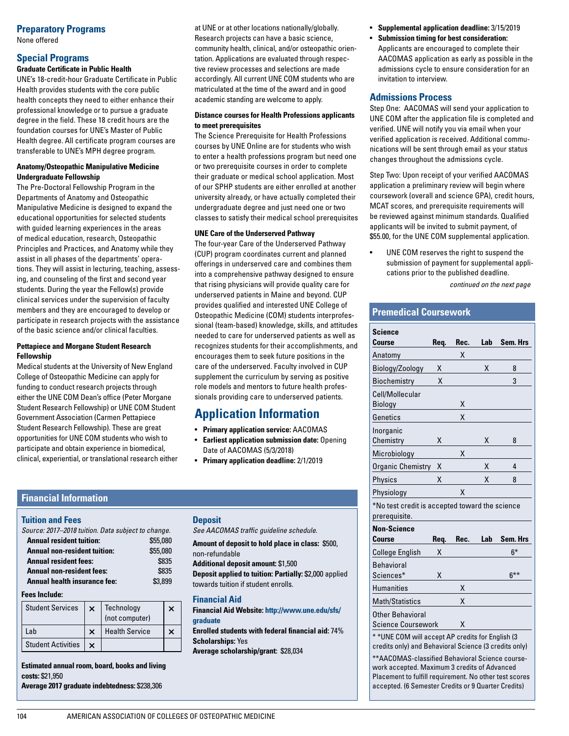## Preparatory Programs

None offered

## Special Programs

**Graduate Certificate in Public Health**

UNE's 18-credit-hour Graduate Certificate in Public Health provides students with the core public health concepts they need to either enhance their professional knowledge or to pursue a graduate degree in the field. These 18 credit hours are the foundation courses for UNE's Master of Public Health degree. All certificate program courses are transferable to UNE's MPH degree program.

**Anatomy/Osteopathic Manipulative Medicine Undergraduate Fellowship**

The Pre-Doctoral Fellowship Program in the Departments of Anatomy and Osteopathic Manipulative Medicine is designed to expand the educational opportunities for selected students with guided learning experiences in the areas of medical education, research, Osteopathic Principles and Practices, and Anatomy while they assist in all phases of the departments' operations. They will assist in lecturing, teaching, assessing, and counseling of the first and second year students. During the year the Fellow(s) provide clinical services under the supervision of faculty members and they are encouraged to develop or participate in research projects with the assistance of the basic science and/or clinical faculties.

**Pettapiece and Morgane Student Research Fellowship**

Medical students at the University of New England College of Osteopathic Medicine can apply for funding to conduct research projects through either the UNE COM Dean's office (Peter Morgane Student Research Fellowship) or UNE COM Student Government Association (Carmen Pettapiece Student Research Fellowship). These are great opportunities for UNE COM students who wish to participate and obtain experience in biomedical, clinical, experiential, or translational research either at UNE or at other locations nationally/globally. Research projects can have a basic science, community health, clinical, and/or osteopathic orientation. Applications are evaluated through respective review processes and selections are made accordingly. All current UNE COM students who are matriculated at the time of the award and in good academic standing are welcome to apply.

**Distance courses for Health Professions applicants to meet prerequisites**

The Science Prerequisite for Health Professions courses by UNE Online are for students who wish to enter a health professions program but need one or two prerequisite courses in order to complete their graduate or medical school application. Most of our SPHP students are either enrolled at another university already, or have actually completed their undergraduate degree and just need one or two classes to satisfy their medical school prerequisites

**UNE Care of the Underserved Pathway**

The four-year Care of the Underserved Pathway (CUP) program coordinates current and planned offerings in underserved care and combines them into a comprehensive pathway designed to ensure that rising physicians will provide quality care for underserved patients in Maine and beyond. CUP provides qualified and interested UNE College of Osteopathic Medicine (COM) students interprofessional (team-based) knowledge, skills, and attitudes needed to care for underserved patients as well as recognizes students for their accomplishments, and encourages them to seek future positions in the care of the underserved. Faculty involved in CUP supplement the curriculum by serving as positive role models and mentors to future health professionals providing care to underserved patients.

# Application Information

- **Primary application service:** AACOMAS
- **Earliest application submission date:** Opening Date of AACOMAS (5/3/2018)
- **Primary application deadline:** 2/1/2019
- **Supplemental application deadline:** 3/15/2019
- **Submission timing for best consideration:** Applicants are encouraged to complete their AACOMAS application as early as possible in the admissions cycle to ensure consideration for an invitation to interview.

## Admissions Process

Step One: AACOMAS will send your application to UNE COM after the application file is completed and verified. UNE will notify you via email when your verified application is received. Additional communications will be sent through email as your status changes throughout the admissions cycle.

Step Two: Upon receipt of your verified AACOMAS application a preliminary review will begin where coursework (overall and science GPA), credit hours, MCAT scores, and prerequisite requirements will be reviewed against minimum standards. Qualified applicants will be invited to submit payment, of $55.00, for the UNE COM supplemental application.

- UNE COM reserves the right to suspend the submission of payment for supplemental applications prior to the published deadline.

*continued on the next page*

## Premedical Coursework

| Science Course | Req. | Rec. | Lab | Sem. Hrs |
|---|---|---|---|---|
| Anatomy | | X | | |
| Biology/Zoology | X | | X | 8 |
| Biochemistry | X | | | 3 |
| Cell/Molecular Biology | | X | | |
| Genetics | | X | | |
| Inorganic Chemistry | X | | X | 8 |
| Microbiology | | X | | |
| Organic Chemistry | X | | X | 4 |
| Physics | X | | X | 8 |
| Physiology | | X | | |

*No test credit is accepted toward the science prerequisite.

| Non-Science Course | Req. | Rec. | Lab | Sem. Hrs |
|---|---|---|---|---|
| College English | X | | | 6* |
| Behavioral Sciences* | X | | | 6** |
| Humanities | | X | | |
| Math/Statistics | | X | | |
| Other Behavioral Science Coursework | | X | | |

* *UNE COM will accept AP credits for English (3 credits only) and Behavioral Science (3 credits only)

**AACOMAS-classified Behavioral Science coursework accepted. Maximum 3 credits of Advanced Placement to fulfill requirement. No other test scores accepted. (6 Semester Credits or 9 Quarter Credits)

## Financial Information

### Tuition and Fees

*Source: 2017–2018 tuition. Data subject to change.*

| | |
|---|---|
| **Annual resident tuition:** | $55,080 |
| **Annual non-resident tuition:** | $55,080 |
| **Annual resident fees:** | $835 |
| **Annual non-resident fees:** | $835 |
| **Annual health insurance fee:** | $3,899 |

**Fees Include:**

| | | | |
|---|---|---|---|
| Student Services | × | Technology (not computer) | × |
| Lab | × | Health Service | × |
| Student Activities | × | | |

**Estimated annual room, board, books and living costs:** $21,950

**Average 2017 graduate indebtedness:** $238,306

### Deposit

*See AACOMAS traffic guideline schedule.*

**Amount of deposit to hold place in class:** $500, non-refundable

**Additional deposit amount:** $1,500

**Deposit applied to tuition: Partially:** $2,000 applied towards tuition if student enrolls.

### Financial Aid

**Financial Aid Website:** http://www.une.edu/sfs/graduate

**Enrolled students with federal financial aid:** 74%

**Scholarships:** Yes

**Average scholarship/grant:** $28,034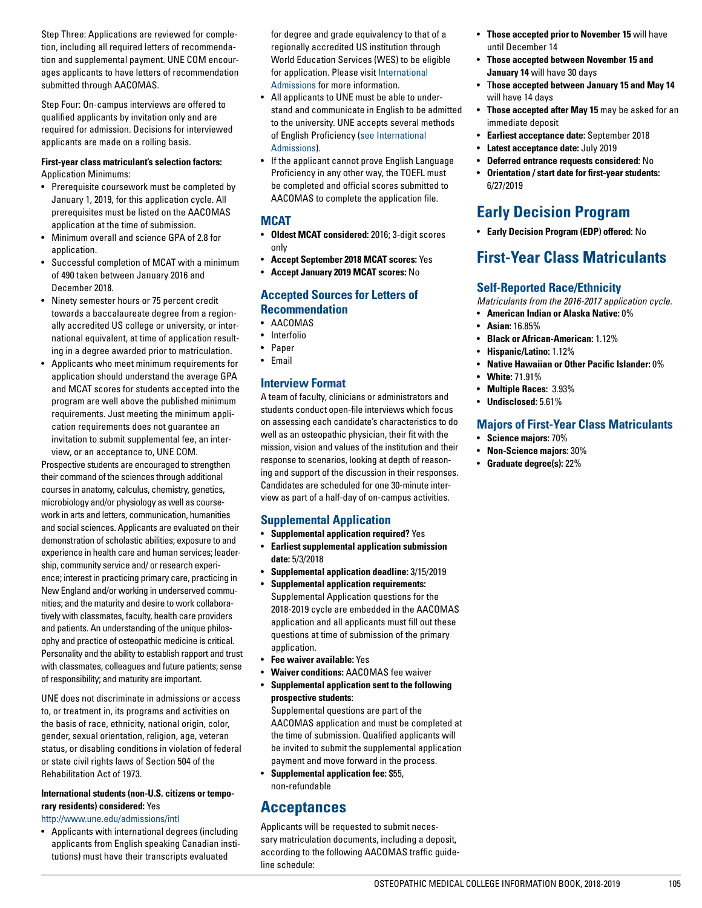Step Three: Applications are reviewed for completion, including all required letters of recommendation and supplemental payment. UNE COM encourages applicants to have letters of recommendation submitted through AACOMAS.

Step Four: On-campus interviews are offered to qualified applicants by invitation only and are required for admission. Decisions for interviewed applicants are made on a rolling basis.

**First-year class matriculant's selection factors:**
Application Minimums:

- Prerequisite coursework must be completed by January 1, 2019, for this application cycle. All prerequisites must be listed on the AACOMAS application at the time of submission.
- Minimum overall and science GPA of 2.8 for application.
- Successful completion of MCAT with a minimum of 490 taken between January 2016 and December 2018.
- Ninety semester hours or 75 percent credit towards a baccalaureate degree from a regionally accredited US college or university, or international equivalent, at time of application resulting in a degree awarded prior to matriculation.
- Applicants who meet minimum requirements for application should understand the average GPA and MCAT scores for students accepted into the program are well above the published minimum requirements. Just meeting the minimum application requirements does not guarantee an invitation to submit supplemental fee, an interview, or an acceptance to, UNE COM.

Prospective students are encouraged to strengthen their command of the sciences through additional courses in anatomy, calculus, chemistry, genetics, microbiology and/or physiology as well as coursework in arts and letters, communication, humanities and social sciences. Applicants are evaluated on their demonstration of scholastic abilities; exposure to and experience in health care and human services; leadership, community service and/ or research experience; interest in practicing primary care, practicing in New England and/or working in underserved communities; and the maturity and desire to work collaboratively with classmates, faculty, health care providers and patients. An understanding of the unique philosophy and practice of osteopathic medicine is critical. Personality and the ability to establish rapport and trust with classmates, colleagues and future patients; sense of responsibility; and maturity are important.

UNE does not discriminate in admissions or access to, or treatment in, its programs and activities on the basis of race, ethnicity, national origin, color, gender, sexual orientation, religion, age, veteran status, or disabling conditions in violation of federal or state civil rights laws of Section 504 of the Rehabilitation Act of 1973.

**International students (non-U.S. citizens or temporary residents) considered:** Yes
http://www.une.edu/admissions/intl

- Applicants with international degrees (including applicants from English speaking Canadian institutions) must have their transcripts evaluated for degree and grade equivalency to that of a regionally accredited US institution through World Education Services (WES) to be eligible for application. Please visit International Admissions for more information.
- All applicants to UNE must be able to understand and communicate in English to be admitted to the university. UNE accepts several methods of English Proficiency (see International Admissions).
- If the applicant cannot prove English Language Proficiency in any other way, the TOEFL must be completed and official scores submitted to AACOMAS to complete the application file.

## MCAT

- **Oldest MCAT considered:** 2016; 3-digit scores only
- **Accept September 2018 MCAT scores:** Yes
- **Accept January 2019 MCAT scores:** No

### Accepted Sources for Letters of Recommendation

- AACOMAS
- Interfolio
- Paper
- Email

### Interview Format

A team of faculty, clinicians or administrators and students conduct open-file interviews which focus on assessing each candidate's characteristics to do well as an osteopathic physician, their fit with the mission, vision and values of the institution and their response to scenarios, looking at depth of reasoning and support of the discussion in their responses. Candidates are scheduled for one 30-minute interview as part of a half-day of on-campus activities.

### Supplemental Application

- **Supplemental application required?** Yes
- **Earliest supplemental application submission date:** 5/3/2018
- **Supplemental application deadline:** 3/15/2019
- **Supplemental application requirements:** Supplemental Application questions for the 2018-2019 cycle are embedded in the AACOMAS application and all applicants must fill out these questions at time of submission of the primary application.
- **Fee waiver available:** Yes
- **Waiver conditions:** AACOMAS fee waiver
- **Supplemental application sent to the following prospective students:** Supplemental questions are part of the AACOMAS application and must be completed at the time of submission. Qualified applicants will be invited to submit the supplemental application payment and move forward in the process.
- **Supplemental application fee:** $55, non-refundable

## Acceptances

Applicants will be requested to submit necessary matriculation documents, including a deposit, according to the following AACOMAS traffic guideline schedule:

- **Those accepted prior to November 15** will have until December 14
- **Those accepted between November 15 and January 14** will have 30 days
- **Those accepted between January 15 and May 14** will have 14 days
- **Those accepted after May 15** may be asked for an immediate deposit
- **Earliest acceptance date:** September 2018
- **Latest acceptance date:** July 2019
- **Deferred entrance requests considered:** No
- **Orientation / start date for first-year students:** 6/27/2019

## Early Decision Program

- **Early Decision Program (EDP) offered:** No

## First-Year Class Matriculants

### Self-Reported Race/Ethnicity

*Matriculants from the 2016-2017 application cycle.*

- **American Indian or Alaska Native:** 0%
- **Asian:** 16.85%
- **Black or African-American:** 1.12%
- **Hispanic/Latino:** 1.12%
- **Native Hawaiian or Other Pacific Islander:** 0%
- **White:** 71.91%
- **Multiple Races:** 3.93%
- **Undisclosed:** 5.61%

### Majors of First-Year Class Matriculants

- **Science majors:** 70%
- **Non-Science majors:** 30%
- **Graduate degree(s):** 22%